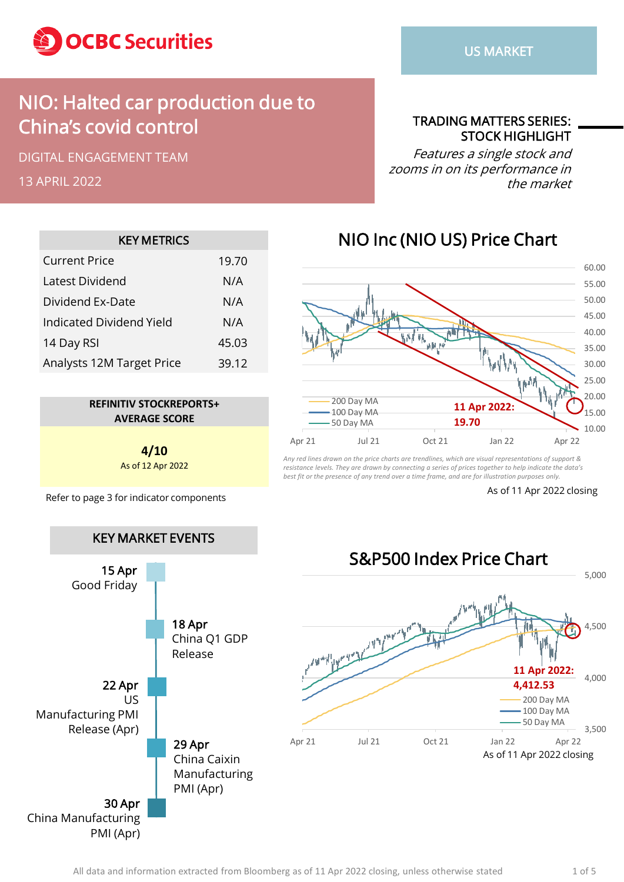OCBC Securities

US MARKET

# NIO: Halted car production due to China's covid control

DIGITAL ENGAGEMENT TEAM

13 APRIL 2022

**TRADING MATTERS SERIES: STOCK HIGHLIGHT**

*Features a single stock and zooms in on its performance in the market*

| KEY METRICS | |
|---|---|
| Current Price | 19.70 |
| Latest Dividend | N/A |
| Dividend Ex-Date | N/A |
| Indicated Dividend Yield | N/A |
| 14 Day RSI | 45.03 |
| Analysts 12M Target Price | 39.12 |

**REFINITIV STOCKREPORTS+ AVERAGE SCORE**

**4/10**

As of 12 Apr 2022

Refer to page 3 for indicator components

## NIO Inc (NIO US) Price Chart

11 Apr 2022: 19.70

200 Day MA, 100 Day MA, 50 Day MA

*Any red lines drawn on the price charts are trendlines, which are visual representations of support & resistance levels. They are drawn by connecting a series of prices together to help indicate the data's best fit or the presence of any trend over a time frame, and are for illustration purposes only.*

As of 11 Apr 2022 closing

## KEY MARKET EVENTS

- **15 Apr** Good Friday
- **18 Apr** China Q1 GDP Release
- **22 Apr** US Manufacturing PMI Release (Apr)
- **29 Apr** China Caixin Manufacturing PMI (Apr)
- **30 Apr** China Manufacturing PMI (Apr)

## S&P500 Index Price Chart

11 Apr 2022: 4,412.53

200 Day MA, 100 Day MA, 50 Day MA

As of 11 Apr 2022 closing

All data and information extracted from Bloomberg as of 11 Apr 2022 closing, unless otherwise stated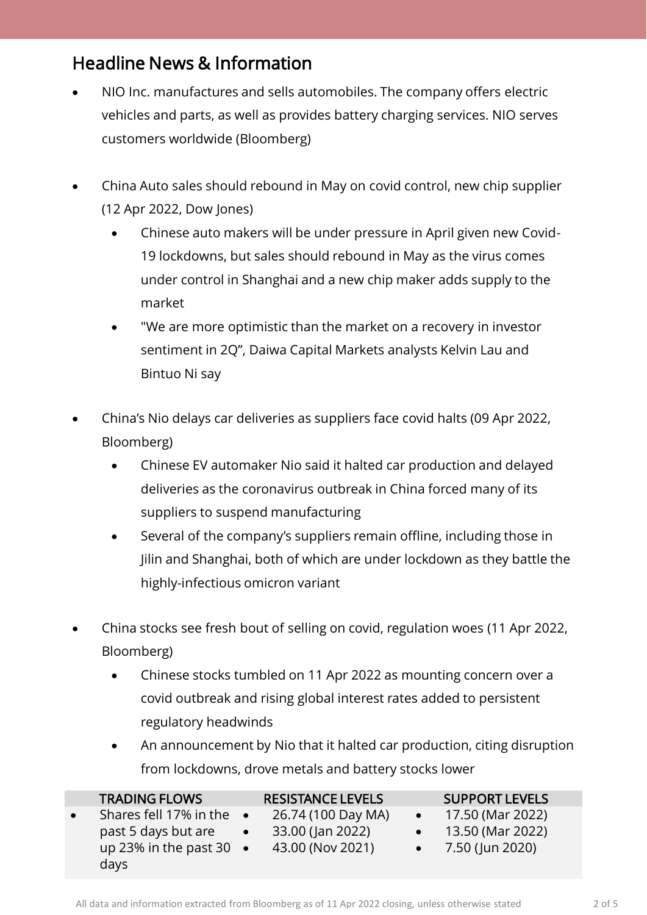## Headline News & Information

- NIO Inc. manufactures and sells automobiles. The company offers electric vehicles and parts, as well as provides battery charging services. NIO serves customers worldwide (Bloomberg)

- China Auto sales should rebound in May on covid control, new chip supplier (12 Apr 2022, Dow Jones)
  - Chinese auto makers will be under pressure in April given new Covid-19 lockdowns, but sales should rebound in May as the virus comes under control in Shanghai and a new chip maker adds supply to the market
  - "We are more optimistic than the market on a recovery in investor sentiment in 2Q", Daiwa Capital Markets analysts Kelvin Lau and Bintuo Ni say

- China's Nio delays car deliveries as suppliers face covid halts (09 Apr 2022, Bloomberg)
  - Chinese EV automaker Nio said it halted car production and delayed deliveries as the coronavirus outbreak in China forced many of its suppliers to suspend manufacturing
  - Several of the company's suppliers remain offline, including those in Jilin and Shanghai, both of which are under lockdown as they battle the highly-infectious omicron variant

- China stocks see fresh bout of selling on covid, regulation woes (11 Apr 2022, Bloomberg)
  - Chinese stocks tumbled on 11 Apr 2022 as mounting concern over a covid outbreak and rising global interest rates added to persistent regulatory headwinds
  - An announcement by Nio that it halted car production, citing disruption from lockdowns, drove metals and battery stocks lower

| TRADING FLOWS | RESISTANCE LEVELS | SUPPORT LEVELS |
|---|---|---|
| • Shares fell 17% in the past 5 days but are up 23% in the past 30 days | • 26.74 (100 Day MA)<br>• 33.00 (Jan 2022)<br>• 43.00 (Nov 2021) | • 17.50 (Mar 2022)<br>• 13.50 (Mar 2022)<br>• 7.50 (Jun 2020) |

All data and information extracted from Bloomberg as of 11 Apr 2022 closing, unless otherwise stated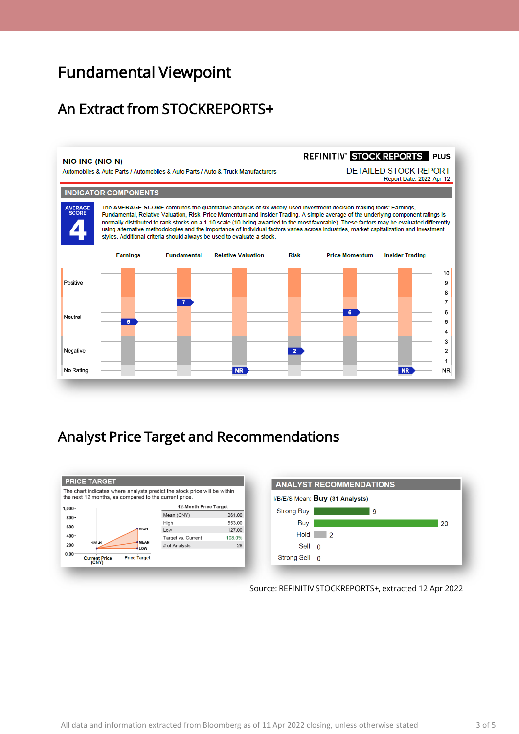# Fundamental Viewpoint

## An Extract from STOCKREPORTS+

**NIO INC (NIO-N)**

Automobiles & Auto Parts / Automobiles & Auto Parts / Auto & Truck Manufacturers

REFINITIV STOCK REPORTS PLUS

DETAILED STOCK REPORT

Report Date: 2022-Apr-12

**INDICATOR COMPONENTS**

AVERAGE SCORE **4**

The **AVERAGE SCORE** combines the quantitative analysis of six widely-used investment decision making tools: Earnings, Fundamental, Relative Valuation, Risk, Price Momentum and Insider Trading. A simple average of the underlying component ratings is normally distributed to rank stocks on a 1-10 scale (10 being awarded to the most favorable). These factors may be evaluated differently using alternative methodologies and the importance of individual factors varies across industries, market capitalization and investment styles. Additional criteria should always be used to evaluate a stock.

| Earnings | Fundamental | Relative Valuation | Risk | Price Momentum | Insider Trading |
|---|---|---|---|---|---|
| 5 | 7 | NR | 2 | 6 | NR |

## Analyst Price Target and Recommendations

**PRICE TARGET**

The chart indicates where analysts predict the stock price will be within the next 12 months, as compared to the current price.

Current Price (CNY): 125.49

| 12-Month Price Target | |
|---|---|
| Mean (CNY) | 261.00 |
| High | 553.00 |
| Low | 127.00 |
| Target vs. Current | 108.0% |
| # of Analysts | 28 |

**ANALYST RECOMMENDATIONS**

I/B/E/S Mean: **Buy** (31 Analysts)

| Recommendation | Count |
|---|---|
| Strong Buy | 9 |
| Buy | 20 |
| Hold | 2 |
| Sell | 0 |
| Strong Sell | 0 |

Source: REFINITIV STOCKREPORTS+, extracted 12 Apr 2022

All data and information extracted from Bloomberg as of 11 Apr 2022 closing, unless otherwise stated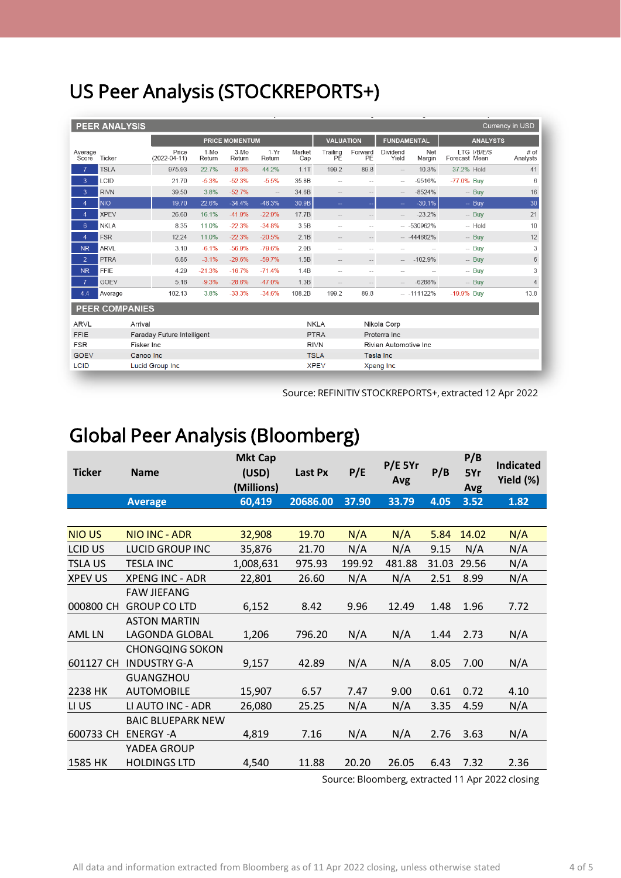## US Peer Analysis (STOCKREPORTS+)

**PEER ANALYSIS** — Currency in USD

| Average Score | Ticker | Price (2022-04-11) | 1-Mo Return | 3-Mo Return | 1-Yr Return | Market Cap | Trailing PE | Forward PE | Dividend Yield | Net Margin | LTG Forecast | I/B/E/S Mean | # of Analysts |
|---|---|---|---|---|---|---|---|---|---|---|---|---|---|
| | | PRICE MOMENTUM | | | | | VALUATION | | FUNDAMENTAL | | ANALYSTS | | |
| 7 | TSLA | 975.93 | 22.7% | -8.3% | 44.2% | 1.1T | 199.2 | 89.8 | -- | 10.3% | 37.2% | Hold | 41 |
| 3 | LCID | 21.70 | -5.3% | -52.3% | -5.5% | 35.8B | -- | -- | -- | -9516% | -77.0% | Buy | 6 |
| 3 | RIVN | 39.50 | 3.8% | -52.7% | -- | 34.6B | -- | -- | -- | -8524% | -- | Buy | 16 |
| 4 | NIO | 19.70 | 22.6% | -34.4% | -48.3% | 30.9B | -- | -- | -- | -30.1% | -- | Buy | 30 |
| 4 | XPEV | 26.60 | 16.1% | -41.9% | -22.9% | 17.7B | -- | -- | -- | -23.2% | -- | Buy | 21 |
| 6 | NKLA | 8.35 | 11.0% | -22.3% | -34.8% | 3.5B | -- | -- | -- | -530962% | -- | Hold | 10 |
| 4 | FSR | 12.24 | 11.0% | -22.3% | -20.5% | 2.1B | -- | -- | -- | -444662% | -- | Buy | 12 |
| NR | ARVL | 3.10 | -6.1% | -56.9% | -79.6% | 2.0B | -- | -- | -- | -- | -- | Buy | 3 |
| 2 | PTRA | 6.86 | -3.1% | -29.6% | -59.7% | 1.5B | -- | -- | -- | -102.9% | -- | Buy | 6 |
| NR | FFIE | 4.29 | -21.3% | -16.7% | -71.4% | 1.4B | -- | -- | -- | -- | -- | Buy | 3 |
| 7 | GOEV | 5.18 | -9.3% | -28.6% | -47.0% | 1.3B | -- | -- | -- | -6288% | -- | Buy | 4 |
| 4.4 | Average | 102.13 | 3.8% | -33.3% | -34.6% | 108.2B | 199.2 | 89.8 | -- | -111122% | -19.9% | Buy | 13.8 |

**PEER COMPANIES**

| Ticker | Company | Ticker | Company |
|---|---|---|---|
| ARVL | Arrival | NKLA | Nikola Corp |
| FFIE | Faraday Future Intelligent | PTRA | Proterra Inc |
| FSR | Fisker Inc | RIVN | Rivian Automotive Inc |
| GOEV | Canoo Inc | TSLA | Tesla Inc |
| LCID | Lucid Group Inc | XPEV | Xpeng Inc |

Source: REFINITIV STOCKREPORTS+, extracted 12 Apr 2022

## Global Peer Analysis (Bloomberg)

| Ticker | Name | Mkt Cap (USD) (Millions) | Last Px | P/E | P/E 5Yr Avg | P/B | P/B 5Yr Avg | Indicated Yield (%) |
|---|---|---|---|---|---|---|---|---|
| | **Average** | **60,419** | **20686.00** | **37.90** | **33.79** | **4.05** | **3.52** | **1.82** |
| NIO US | NIO INC - ADR | 32,908 | 19.70 | N/A | N/A | 5.84 | 14.02 | N/A |
| LCID US | LUCID GROUP INC | 35,876 | 21.70 | N/A | N/A | 9.15 | N/A | N/A |
| TSLA US | TESLA INC | 1,008,631 | 975.93 | 199.92 | 481.88 | 31.03 | 29.56 | N/A |
| XPEV US | XPENG INC - ADR | 22,801 | 26.60 | N/A | N/A | 2.51 | 8.99 | N/A |
| 000800 CH | FAW JIEFANG GROUP CO LTD | 6,152 | 8.42 | 9.96 | 12.49 | 1.48 | 1.96 | 7.72 |
| AML LN | ASTON MARTIN LAGONDA GLOBAL | 1,206 | 796.20 | N/A | N/A | 1.44 | 2.73 | N/A |
| 601127 CH | CHONGQING SOKON INDUSTRY G-A | 9,157 | 42.89 | N/A | N/A | 8.05 | 7.00 | N/A |
| 2238 HK | GUANGZHOU AUTOMOBILE | 15,907 | 6.57 | 7.47 | 9.00 | 0.61 | 0.72 | 4.10 |
| LI US | LI AUTO INC - ADR | 26,080 | 25.25 | N/A | N/A | 3.35 | 4.59 | N/A |
| 600733 CH | BAIC BLUEPARK NEW ENERGY -A | 4,819 | 7.16 | N/A | N/A | 2.76 | 3.63 | N/A |
| 1585 HK | YADEA GROUP HOLDINGS LTD | 4,540 | 11.88 | 20.20 | 26.05 | 6.43 | 7.32 | 2.36 |

Source: Bloomberg, extracted 11 Apr 2022 closing

All data and information extracted from Bloomberg as of 11 Apr 2022 closing, unless otherwise stated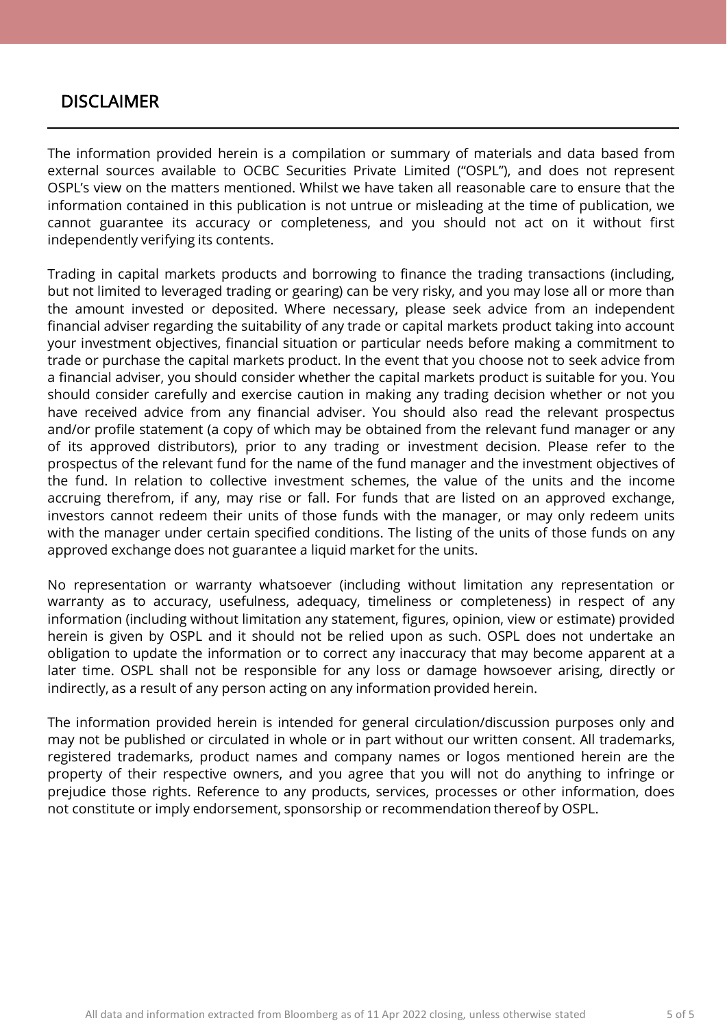## DISCLAIMER

The information provided herein is a compilation or summary of materials and data based from external sources available to OCBC Securities Private Limited ("OSPL"), and does not represent OSPL's view on the matters mentioned. Whilst we have taken all reasonable care to ensure that the information contained in this publication is not untrue or misleading at the time of publication, we cannot guarantee its accuracy or completeness, and you should not act on it without first independently verifying its contents.

Trading in capital markets products and borrowing to finance the trading transactions (including, but not limited to leveraged trading or gearing) can be very risky, and you may lose all or more than the amount invested or deposited. Where necessary, please seek advice from an independent financial adviser regarding the suitability of any trade or capital markets product taking into account your investment objectives, financial situation or particular needs before making a commitment to trade or purchase the capital markets product. In the event that you choose not to seek advice from a financial adviser, you should consider whether the capital markets product is suitable for you. You should consider carefully and exercise caution in making any trading decision whether or not you have received advice from any financial adviser. You should also read the relevant prospectus and/or profile statement (a copy of which may be obtained from the relevant fund manager or any of its approved distributors), prior to any trading or investment decision. Please refer to the prospectus of the relevant fund for the name of the fund manager and the investment objectives of the fund. In relation to collective investment schemes, the value of the units and the income accruing therefrom, if any, may rise or fall. For funds that are listed on an approved exchange, investors cannot redeem their units of those funds with the manager, or may only redeem units with the manager under certain specified conditions. The listing of the units of those funds on any approved exchange does not guarantee a liquid market for the units.

No representation or warranty whatsoever (including without limitation any representation or warranty as to accuracy, usefulness, adequacy, timeliness or completeness) in respect of any information (including without limitation any statement, figures, opinion, view or estimate) provided herein is given by OSPL and it should not be relied upon as such. OSPL does not undertake an obligation to update the information or to correct any inaccuracy that may become apparent at a later time. OSPL shall not be responsible for any loss or damage howsoever arising, directly or indirectly, as a result of any person acting on any information provided herein.

The information provided herein is intended for general circulation/discussion purposes only and may not be published or circulated in whole or in part without our written consent. All trademarks, registered trademarks, product names and company names or logos mentioned herein are the property of their respective owners, and you agree that you will not do anything to infringe or prejudice those rights. Reference to any products, services, processes or other information, does not constitute or imply endorsement, sponsorship or recommendation thereof by OSPL.

All data and information extracted from Bloomberg as of 11 Apr 2022 closing, unless otherwise stated